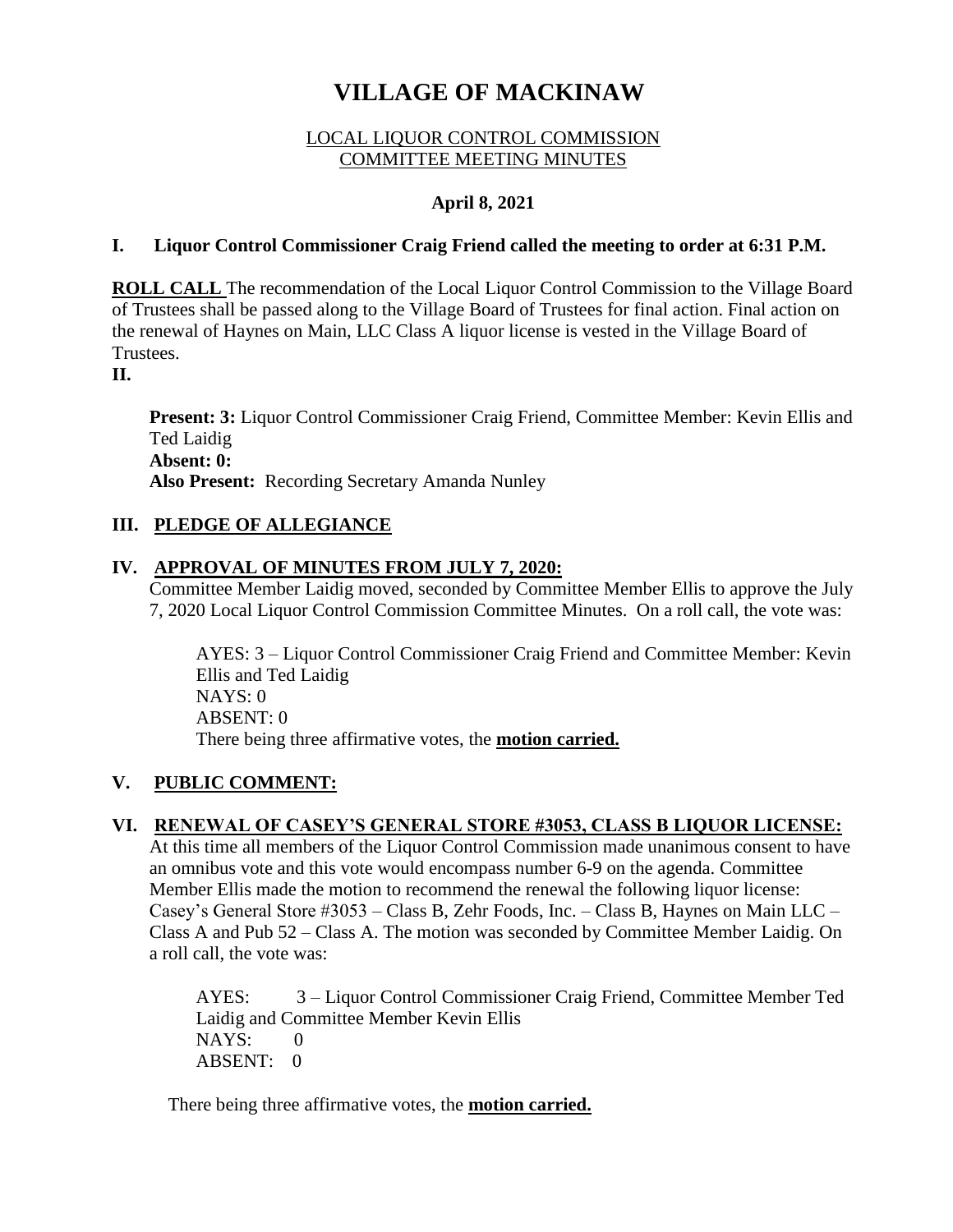# VILLAGE OF MACKINAW

LOCAL LIQUOR CONTROL COMMISSION
COMMITTEE MEETING MINUTES

**April 8, 2021**

**I. Liquor Control Commissioner Craig Friend called the meeting to order at 6:31 P.M.**

**ROLL CALL** The recommendation of the Local Liquor Control Commission to the Village Board of Trustees shall be passed along to the Village Board of Trustees for final action. Final action on the renewal of Haynes on Main, LLC Class A liquor license is vested in the Village Board of Trustees.

**II.**

**Present: 3:** Liquor Control Commissioner Craig Friend, Committee Member: Kevin Ellis and Ted Laidig
**Absent: 0:**
**Also Present:** Recording Secretary Amanda Nunley

## III. PLEDGE OF ALLEGIANCE

## IV. APPROVAL OF MINUTES FROM JULY 7, 2020:

Committee Member Laidig moved, seconded by Committee Member Ellis to approve the July 7, 2020 Local Liquor Control Commission Committee Minutes. On a roll call, the vote was:

AYES: 3 – Liquor Control Commissioner Craig Friend and Committee Member: Kevin Ellis and Ted Laidig
NAYS: 0
ABSENT: 0
There being three affirmative votes, the **motion carried.**

## V. PUBLIC COMMENT:

## VI. RENEWAL OF CASEY'S GENERAL STORE #3053, CLASS B LIQUOR LICENSE:

At this time all members of the Liquor Control Commission made unanimous consent to have an omnibus vote and this vote would encompass number 6-9 on the agenda. Committee Member Ellis made the motion to recommend the renewal the following liquor license: Casey's General Store #3053 – Class B, Zehr Foods, Inc. – Class B, Haynes on Main LLC – Class A and Pub 52 – Class A. The motion was seconded by Committee Member Laidig. On a roll call, the vote was:

AYES: 3 – Liquor Control Commissioner Craig Friend, Committee Member Ted Laidig and Committee Member Kevin Ellis
NAYS: 0
ABSENT: 0

There being three affirmative votes, the **motion carried.**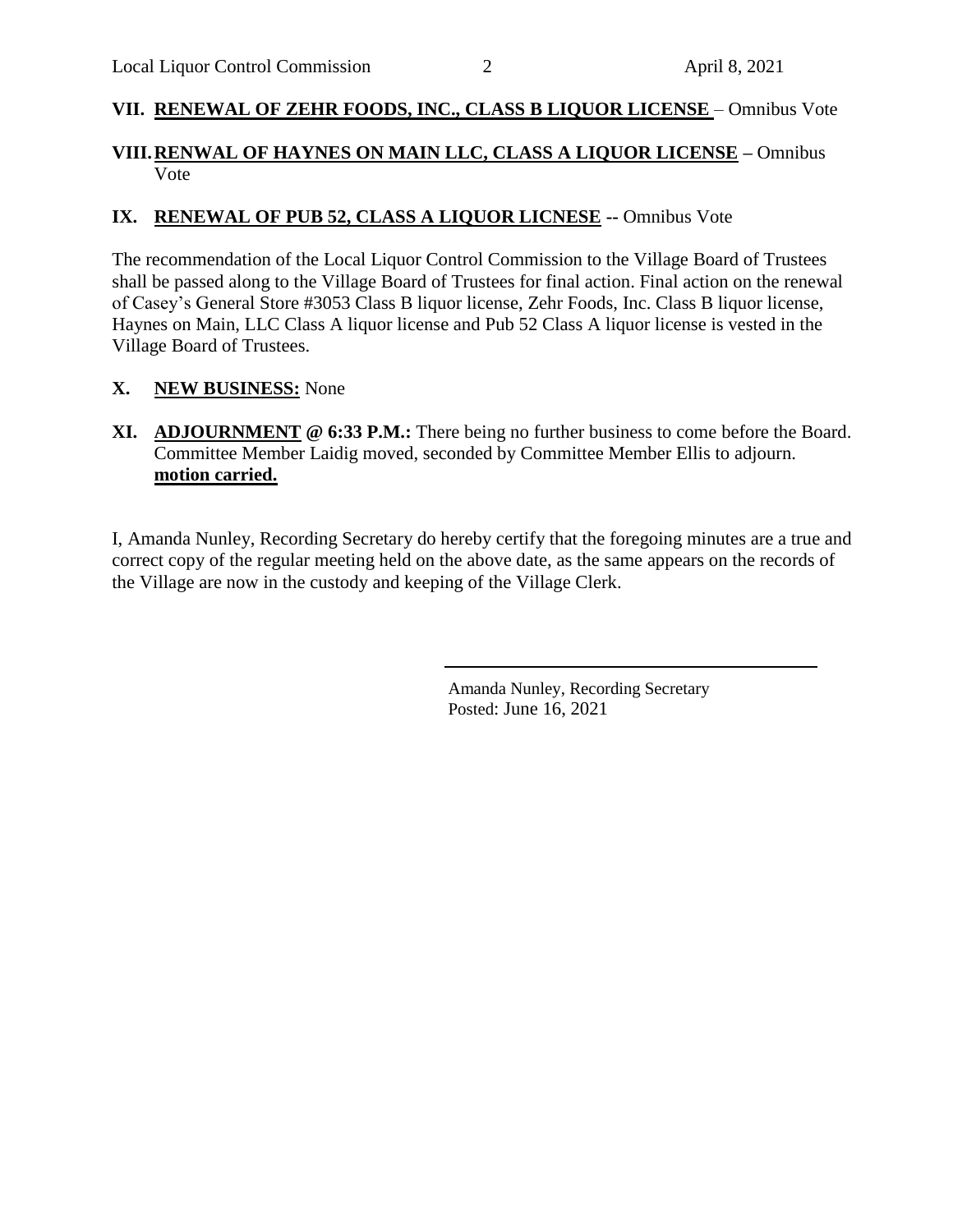**VII. RENEWAL OF ZEHR FOODS, INC., CLASS B LIQUOR LICENSE** – Omnibus Vote

**VIII. RENWAL OF HAYNES ON MAIN LLC, CLASS A LIQUOR LICENSE –** Omnibus Vote

**IX. RENEWAL OF PUB 52, CLASS A LIQUOR LICNESE --** Omnibus Vote

The recommendation of the Local Liquor Control Commission to the Village Board of Trustees shall be passed along to the Village Board of Trustees for final action. Final action on the renewal of Casey's General Store #3053 Class B liquor license, Zehr Foods, Inc. Class B liquor license, Haynes on Main, LLC Class A liquor license and Pub 52 Class A liquor license is vested in the Village Board of Trustees.

**X. NEW BUSINESS:** None

**XI. ADJOURNMENT @ 6:33 P.M.:** There being no further business to come before the Board. Committee Member Laidig moved, seconded by Committee Member Ellis to adjourn. **motion carried.**

I, Amanda Nunley, Recording Secretary do hereby certify that the foregoing minutes are a true and correct copy of the regular meeting held on the above date, as the same appears on the records of the Village are now in the custody and keeping of the Village Clerk.

Amanda Nunley, Recording Secretary
Posted: June 16, 2021